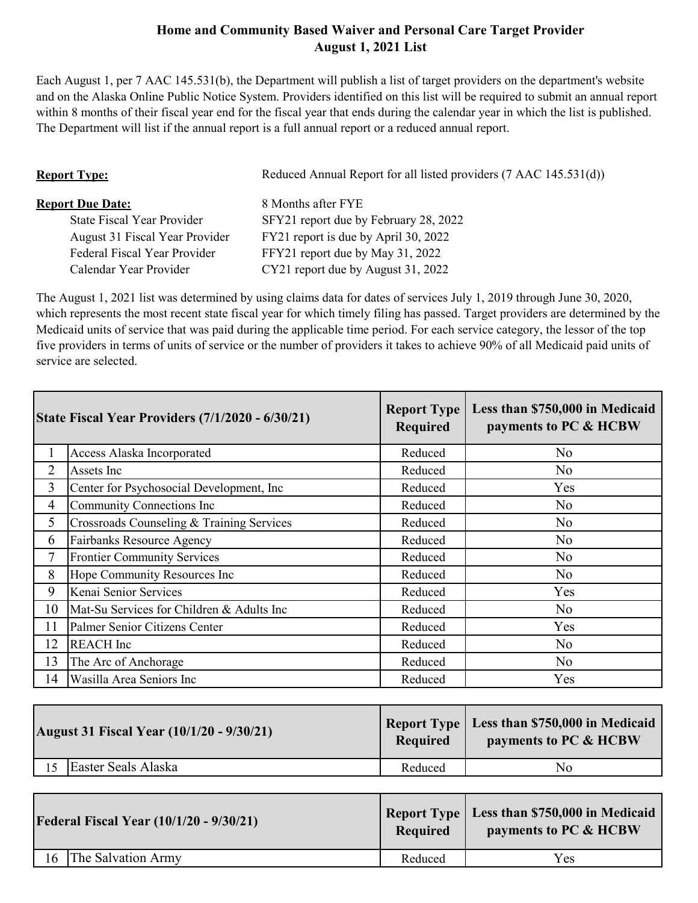# Home and Community Based Waiver and Personal Care Target Provider
## August 1, 2021 List

Each August 1, per 7 AAC 145.531(b), the Department will publish a list of target providers on the department's website and on the Alaska Online Public Notice System. Providers identified on this list will be required to submit an annual report within 8 months of their fiscal year end for the fiscal year that ends during the calendar year in which the list is published. The Department will list if the annual report is a full annual report or a reduced annual report.

**Report Type:** Reduced Annual Report for all listed providers (7 AAC 145.531(d))

**Report Due Date:** 8 Months after FYE

- State Fiscal Year Provider — SFY21 report due by February 28, 2022
- August 31 Fiscal Year Provider — FY21 report is due by April 30, 2022
- Federal Fiscal Year Provider — FFY21 report due by May 31, 2022
- Calendar Year Provider — CY21 report due by August 31, 2022

The August 1, 2021 list was determined by using claims data for dates of services July 1, 2019 through June 30, 2020, which represents the most recent state fiscal year for which timely filing has passed. Target providers are determined by the Medicaid units of service that was paid during the applicable time period. For each service category, the lessor of the top five providers in terms of units of service or the number of providers it takes to achieve 90% of all Medicaid paid units of service are selected.

| | State Fiscal Year Providers (7/1/2020 - 6/30/21) | Report Type Required | Less than $750,000 in Medicaid payments to PC & HCBW |
|---|---|---|---|
| 1 | Access Alaska Incorporated | Reduced | No |
| 2 | Assets Inc | Reduced | No |
| 3 | Center for Psychosocial Development, Inc | Reduced | Yes |
| 4 | Community Connections Inc | Reduced | No |
| 5 | Crossroads Counseling & Training Services | Reduced | No |
| 6 | Fairbanks Resource Agency | Reduced | No |
| 7 | Frontier Community Services | Reduced | No |
| 8 | Hope Community Resources Inc | Reduced | No |
| 9 | Kenai Senior Services | Reduced | Yes |
| 10 | Mat-Su Services for Children & Adults Inc | Reduced | No |
| 11 | Palmer Senior Citizens Center | Reduced | Yes |
| 12 | REACH Inc | Reduced | No |
| 13 | The Arc of Anchorage | Reduced | No |
| 14 | Wasilla Area Seniors Inc | Reduced | Yes |

| | August 31 Fiscal Year (10/1/20 - 9/30/21) | Report Type Required | Less than $750,000 in Medicaid payments to PC & HCBW |
|---|---|---|---|
| 15 | Easter Seals Alaska | Reduced | No |

| | Federal Fiscal Year (10/1/20 - 9/30/21) | Report Type Required | Less than $750,000 in Medicaid payments to PC & HCBW |
|---|---|---|---|
| 16 | The Salvation Army | Reduced | Yes |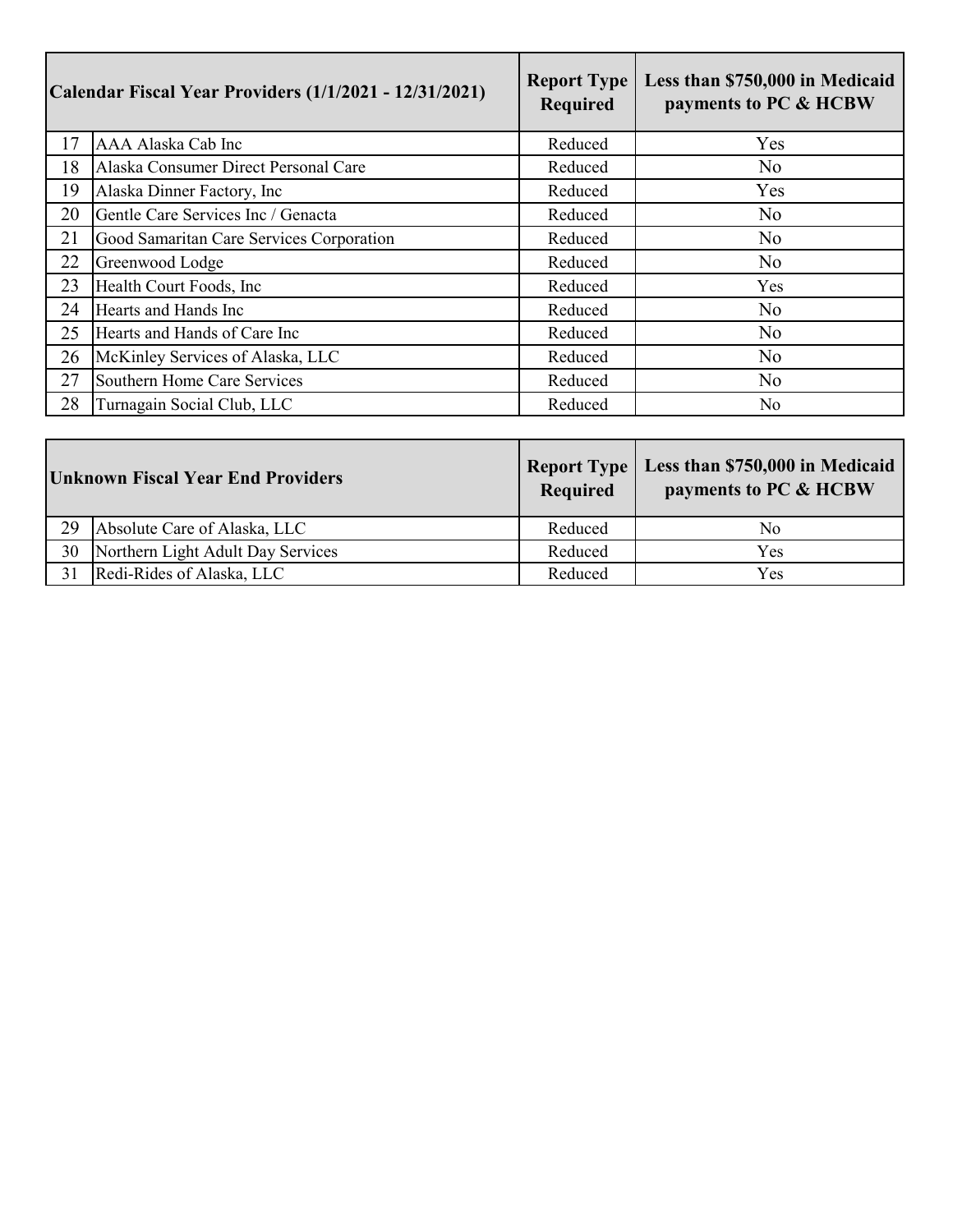| | Calendar Fiscal Year Providers (1/1/2021 - 12/31/2021) | Report Type Required | Less than $750,000 in Medicaid payments to PC & HCBW |
|---|---|---|---|
| 17 | AAA Alaska Cab Inc | Reduced | Yes |
| 18 | Alaska Consumer Direct Personal Care | Reduced | No |
| 19 | Alaska Dinner Factory, Inc | Reduced | Yes |
| 20 | Gentle Care Services Inc / Genacta | Reduced | No |
| 21 | Good Samaritan Care Services Corporation | Reduced | No |
| 22 | Greenwood Lodge | Reduced | No |
| 23 | Health Court Foods, Inc | Reduced | Yes |
| 24 | Hearts and Hands Inc | Reduced | No |
| 25 | Hearts and Hands of Care Inc | Reduced | No |
| 26 | McKinley Services of Alaska, LLC | Reduced | No |
| 27 | Southern Home Care Services | Reduced | No |
| 28 | Turnagain Social Club, LLC | Reduced | No |

| | Unknown Fiscal Year End Providers | Report Type Required | Less than $750,000 in Medicaid payments to PC & HCBW |
|---|---|---|---|
| 29 | Absolute Care of Alaska, LLC | Reduced | No |
| 30 | Northern Light Adult Day Services | Reduced | Yes |
| 31 | Redi-Rides of Alaska, LLC | Reduced | Yes |